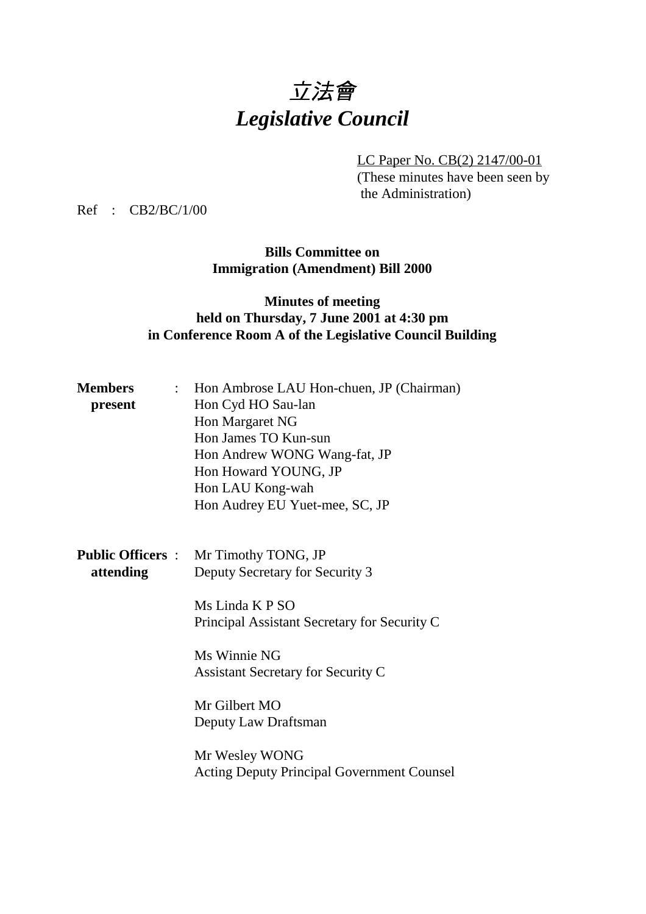# 立法會
# *Legislative Council*

LC Paper No. CB(2) 2147/00-01
(These minutes have been seen by the Administration)

Ref : CB2/BC/1/00

**Bills Committee on**
**Immigration (Amendment) Bill 2000**

**Minutes of meeting**
**held on Thursday, 7 June 2001 at 4:30 pm**
**in Conference Room A of the Legislative Council Building**

**Members present** :
Hon Ambrose LAU Hon-chuen, JP (Chairman)
Hon Cyd HO Sau-lan
Hon Margaret NG
Hon James TO Kun-sun
Hon Andrew WONG Wang-fat, JP
Hon Howard YOUNG, JP
Hon LAU Kong-wah
Hon Audrey EU Yuet-mee, SC, JP

**Public Officers attending** :
Mr Timothy TONG, JP
Deputy Secretary for Security 3

Ms Linda K P SO
Principal Assistant Secretary for Security C

Ms Winnie NG
Assistant Secretary for Security C

Mr Gilbert MO
Deputy Law Draftsman

Mr Wesley WONG
Acting Deputy Principal Government Counsel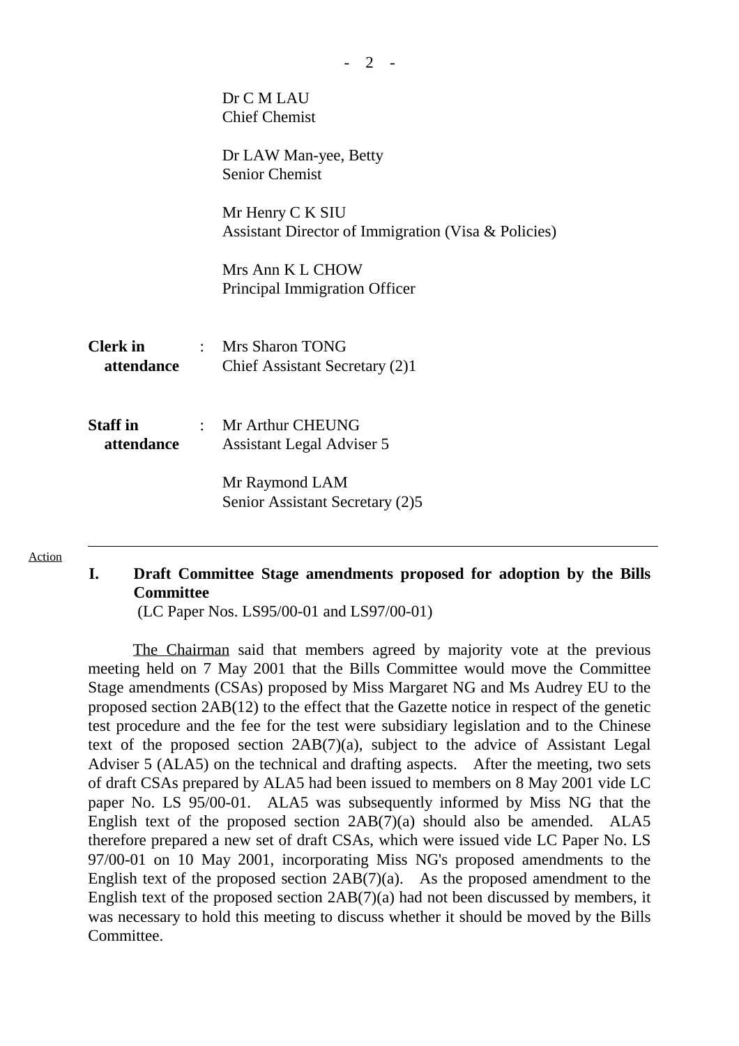Dr C M LAU
Chief Chemist

Dr LAW Man-yee, Betty
Senior Chemist

Mr Henry C K SIU
Assistant Director of Immigration (Visa & Policies)

Mrs Ann K L CHOW
Principal Immigration Officer

**Clerk in attendance** : Mrs Sharon TONG
Chief Assistant Secretary (2)1

**Staff in attendance** : Mr Arthur CHEUNG
Assistant Legal Adviser 5

Mr Raymond LAM
Senior Assistant Secretary (2)5

---

Action

**I. Draft Committee Stage amendments proposed for adoption by the Bills Committee**
(LC Paper Nos. LS95/00-01 and LS97/00-01)

The Chairman said that members agreed by majority vote at the previous meeting held on 7 May 2001 that the Bills Committee would move the Committee Stage amendments (CSAs) proposed by Miss Margaret NG and Ms Audrey EU to the proposed section 2AB(12) to the effect that the Gazette notice in respect of the genetic test procedure and the fee for the test were subsidiary legislation and to the Chinese text of the proposed section 2AB(7)(a), subject to the advice of Assistant Legal Adviser 5 (ALA5) on the technical and drafting aspects. After the meeting, two sets of draft CSAs prepared by ALA5 had been issued to members on 8 May 2001 vide LC paper No. LS 95/00-01. ALA5 was subsequently informed by Miss NG that the English text of the proposed section 2AB(7)(a) should also be amended. ALA5 therefore prepared a new set of draft CSAs, which were issued vide LC Paper No. LS 97/00-01 on 10 May 2001, incorporating Miss NG's proposed amendments to the English text of the proposed section 2AB(7)(a). As the proposed amendment to the English text of the proposed section 2AB(7)(a) had not been discussed by members, it was necessary to hold this meeting to discuss whether it should be moved by the Bills Committee.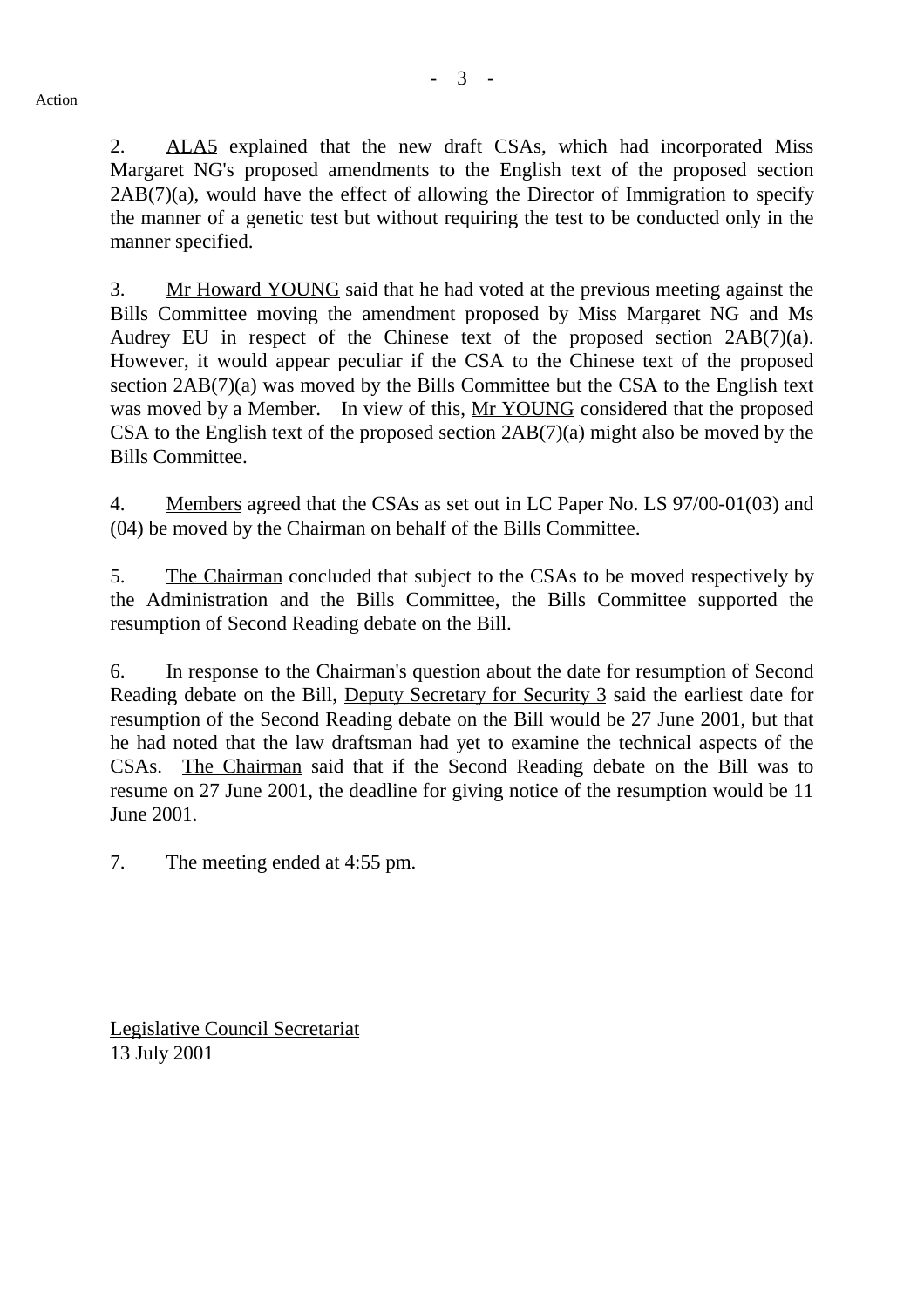Action

2. ALA5 explained that the new draft CSAs, which had incorporated Miss Margaret NG's proposed amendments to the English text of the proposed section 2AB(7)(a), would have the effect of allowing the Director of Immigration to specify the manner of a genetic test but without requiring the test to be conducted only in the manner specified.

3. Mr Howard YOUNG said that he had voted at the previous meeting against the Bills Committee moving the amendment proposed by Miss Margaret NG and Ms Audrey EU in respect of the Chinese text of the proposed section 2AB(7)(a). However, it would appear peculiar if the CSA to the Chinese text of the proposed section 2AB(7)(a) was moved by the Bills Committee but the CSA to the English text was moved by a Member. In view of this, Mr YOUNG considered that the proposed CSA to the English text of the proposed section 2AB(7)(a) might also be moved by the Bills Committee.

4. Members agreed that the CSAs as set out in LC Paper No. LS 97/00-01(03) and (04) be moved by the Chairman on behalf of the Bills Committee.

5. The Chairman concluded that subject to the CSAs to be moved respectively by the Administration and the Bills Committee, the Bills Committee supported the resumption of Second Reading debate on the Bill.

6. In response to the Chairman's question about the date for resumption of Second Reading debate on the Bill, Deputy Secretary for Security 3 said the earliest date for resumption of the Second Reading debate on the Bill would be 27 June 2001, but that he had noted that the law draftsman had yet to examine the technical aspects of the CSAs. The Chairman said that if the Second Reading debate on the Bill was to resume on 27 June 2001, the deadline for giving notice of the resumption would be 11 June 2001.

7. The meeting ended at 4:55 pm.

Legislative Council Secretariat
13 July 2001